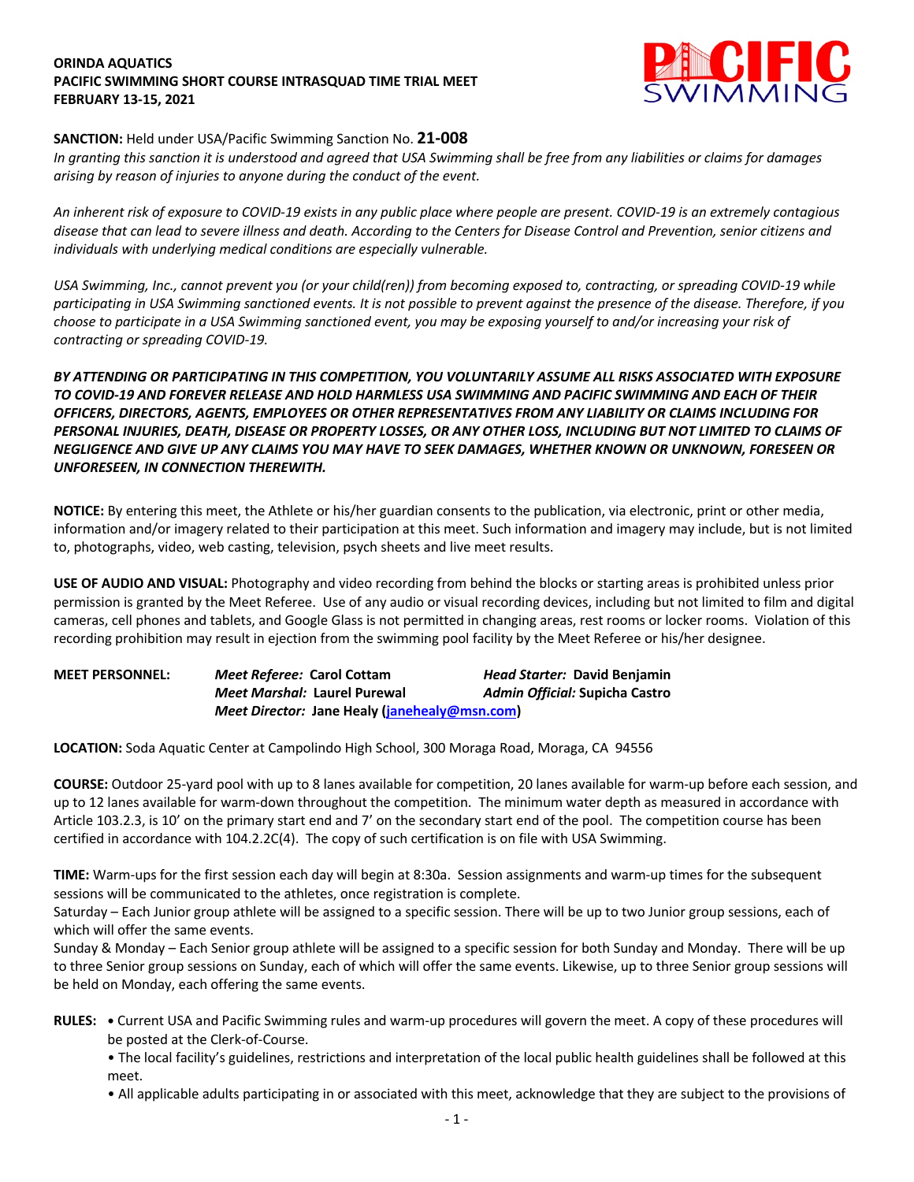**ORINDA AQUATICS**
**PACIFIC SWIMMING SHORT COURSE INTRASQUAD TIME TRIAL MEET**
**FEBRUARY 13-15, 2021**

**SANCTION:** Held under USA/Pacific Swimming Sanction No. **21-008**
*In granting this sanction it is understood and agreed that USA Swimming shall be free from any liabilities or claims for damages arising by reason of injuries to anyone during the conduct of the event.*

*An inherent risk of exposure to COVID-19 exists in any public place where people are present. COVID-19 is an extremely contagious disease that can lead to severe illness and death. According to the Centers for Disease Control and Prevention, senior citizens and individuals with underlying medical conditions are especially vulnerable.*

*USA Swimming, Inc., cannot prevent you (or your child(ren)) from becoming exposed to, contracting, or spreading COVID-19 while participating in USA Swimming sanctioned events. It is not possible to prevent against the presence of the disease. Therefore, if you choose to participate in a USA Swimming sanctioned event, you may be exposing yourself to and/or increasing your risk of contracting or spreading COVID-19.*

***BY ATTENDING OR PARTICIPATING IN THIS COMPETITION, YOU VOLUNTARILY ASSUME ALL RISKS ASSOCIATED WITH EXPOSURE TO COVID-19 AND FOREVER RELEASE AND HOLD HARMLESS USA SWIMMING AND PACIFIC SWIMMING AND EACH OF THEIR OFFICERS, DIRECTORS, AGENTS, EMPLOYEES OR OTHER REPRESENTATIVES FROM ANY LIABILITY OR CLAIMS INCLUDING FOR PERSONAL INJURIES, DEATH, DISEASE OR PROPERTY LOSSES, OR ANY OTHER LOSS, INCLUDING BUT NOT LIMITED TO CLAIMS OF NEGLIGENCE AND GIVE UP ANY CLAIMS YOU MAY HAVE TO SEEK DAMAGES, WHETHER KNOWN OR UNKNOWN, FORESEEN OR UNFORESEEN, IN CONNECTION THEREWITH.***

**NOTICE:** By entering this meet, the Athlete or his/her guardian consents to the publication, via electronic, print or other media, information and/or imagery related to their participation at this meet. Such information and imagery may include, but is not limited to, photographs, video, web casting, television, psych sheets and live meet results.

**USE OF AUDIO AND VISUAL:** Photography and video recording from behind the blocks or starting areas is prohibited unless prior permission is granted by the Meet Referee. Use of any audio or visual recording devices, including but not limited to film and digital cameras, cell phones and tablets, and Google Glass is not permitted in changing areas, rest rooms or locker rooms. Violation of this recording prohibition may result in ejection from the swimming pool facility by the Meet Referee or his/her designee.

**MEET PERSONNEL:**
- ***Meet Referee:*** **Carol Cottam**
- ***Head Starter:*** **David Benjamin**
- ***Meet Marshal:*** **Laurel Purewal**
- ***Admin Official:*** **Supicha Castro**
- ***Meet Director:*** **Jane Healy (janehealy@msn.com)**

**LOCATION:** Soda Aquatic Center at Campolindo High School, 300 Moraga Road, Moraga, CA 94556

**COURSE:** Outdoor 25-yard pool with up to 8 lanes available for competition, 20 lanes available for warm-up before each session, and up to 12 lanes available for warm-down throughout the competition. The minimum water depth as measured in accordance with Article 103.2.3, is 10' on the primary start end and 7' on the secondary start end of the pool. The competition course has been certified in accordance with 104.2.2C(4). The copy of such certification is on file with USA Swimming.

**TIME:** Warm-ups for the first session each day will begin at 8:30a. Session assignments and warm-up times for the subsequent sessions will be communicated to the athletes, once registration is complete.
Saturday – Each Junior group athlete will be assigned to a specific session. There will be up to two Junior group sessions, each of which will offer the same events.
Sunday & Monday – Each Senior group athlete will be assigned to a specific session for both Sunday and Monday. There will be up to three Senior group sessions on Sunday, each of which will offer the same events. Likewise, up to three Senior group sessions will be held on Monday, each offering the same events.

**RULES:**
- Current USA and Pacific Swimming rules and warm-up procedures will govern the meet. A copy of these procedures will be posted at the Clerk-of-Course.
- The local facility's guidelines, restrictions and interpretation of the local public health guidelines shall be followed at this meet.
- All applicable adults participating in or associated with this meet, acknowledge that they are subject to the provisions of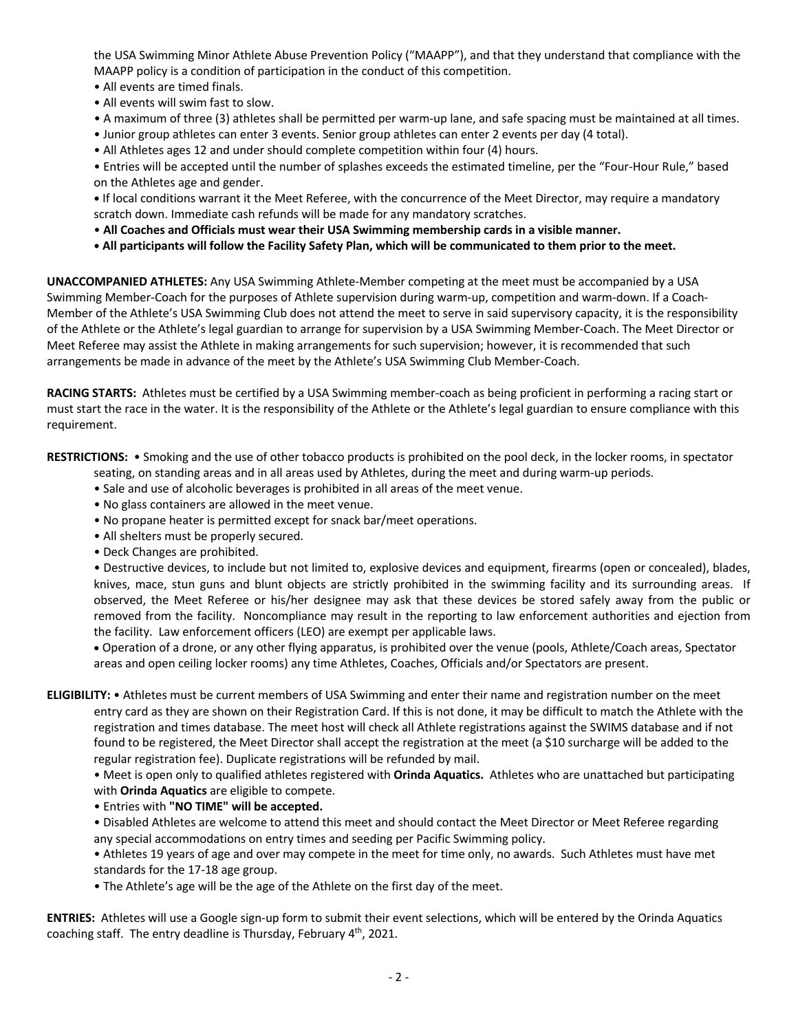the USA Swimming Minor Athlete Abuse Prevention Policy ("MAAPP"), and that they understand that compliance with the MAAPP policy is a condition of participation in the conduct of this competition.

- All events are timed finals.
- All events will swim fast to slow.
- A maximum of three (3) athletes shall be permitted per warm-up lane, and safe spacing must be maintained at all times.
- Junior group athletes can enter 3 events. Senior group athletes can enter 2 events per day (4 total).
- All Athletes ages 12 and under should complete competition within four (4) hours.
- Entries will be accepted until the number of splashes exceeds the estimated timeline, per the "Four-Hour Rule," based on the Athletes age and gender.
- If local conditions warrant it the Meet Referee, with the concurrence of the Meet Director, may require a mandatory scratch down. Immediate cash refunds will be made for any mandatory scratches.
- **All Coaches and Officials must wear their USA Swimming membership cards in a visible manner.**
- **All participants will follow the Facility Safety Plan, which will be communicated to them prior to the meet.**

**UNACCOMPANIED ATHLETES:** Any USA Swimming Athlete-Member competing at the meet must be accompanied by a USA Swimming Member-Coach for the purposes of Athlete supervision during warm-up, competition and warm-down. If a Coach-Member of the Athlete's USA Swimming Club does not attend the meet to serve in said supervisory capacity, it is the responsibility of the Athlete or the Athlete's legal guardian to arrange for supervision by a USA Swimming Member-Coach. The Meet Director or Meet Referee may assist the Athlete in making arrangements for such supervision; however, it is recommended that such arrangements be made in advance of the meet by the Athlete's USA Swimming Club Member-Coach.

**RACING STARTS:** Athletes must be certified by a USA Swimming member-coach as being proficient in performing a racing start or must start the race in the water. It is the responsibility of the Athlete or the Athlete's legal guardian to ensure compliance with this requirement.

**RESTRICTIONS:**
- Smoking and the use of other tobacco products is prohibited on the pool deck, in the locker rooms, in spectator seating, on standing areas and in all areas used by Athletes, during the meet and during warm-up periods.
- Sale and use of alcoholic beverages is prohibited in all areas of the meet venue.
- No glass containers are allowed in the meet venue.
- No propane heater is permitted except for snack bar/meet operations.
- All shelters must be properly secured.
- Deck Changes are prohibited.
- Destructive devices, to include but not limited to, explosive devices and equipment, firearms (open or concealed), blades, knives, mace, stun guns and blunt objects are strictly prohibited in the swimming facility and its surrounding areas. If observed, the Meet Referee or his/her designee may ask that these devices be stored safely away from the public or removed from the facility. Noncompliance may result in the reporting to law enforcement authorities and ejection from the facility. Law enforcement officers (LEO) are exempt per applicable laws.
- Operation of a drone, or any other flying apparatus, is prohibited over the venue (pools, Athlete/Coach areas, Spectator areas and open ceiling locker rooms) any time Athletes, Coaches, Officials and/or Spectators are present.

**ELIGIBILITY:**
- Athletes must be current members of USA Swimming and enter their name and registration number on the meet entry card as they are shown on their Registration Card. If this is not done, it may be difficult to match the Athlete with the registration and times database. The meet host will check all Athlete registrations against the SWIMS database and if not found to be registered, the Meet Director shall accept the registration at the meet (a $10 surcharge will be added to the regular registration fee). Duplicate registrations will be refunded by mail.
- Meet is open only to qualified athletes registered with **Orinda Aquatics.** Athletes who are unattached but participating with **Orinda Aquatics** are eligible to compete.
- Entries with **"NO TIME" will be accepted.**
- Disabled Athletes are welcome to attend this meet and should contact the Meet Director or Meet Referee regarding any special accommodations on entry times and seeding per Pacific Swimming policy.
- Athletes 19 years of age and over may compete in the meet for time only, no awards. Such Athletes must have met standards for the 17-18 age group.
- The Athlete's age will be the age of the Athlete on the first day of the meet.

**ENTRIES:** Athletes will use a Google sign-up form to submit their event selections, which will be entered by the Orinda Aquatics coaching staff. The entry deadline is Thursday, February 4th, 2021.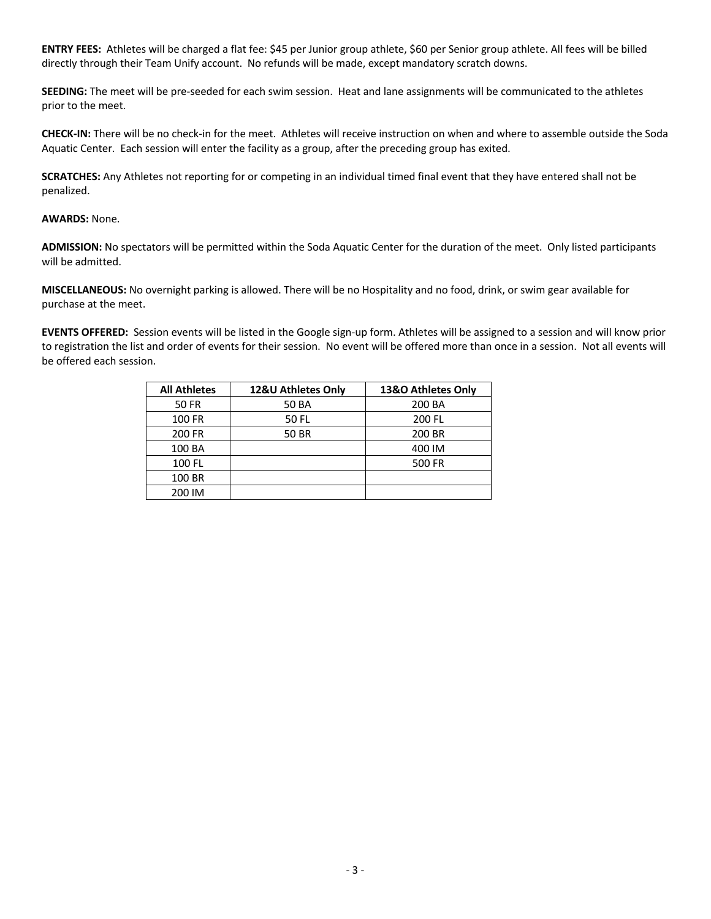**ENTRY FEES:** Athletes will be charged a flat fee: $45 per Junior group athlete, $60 per Senior group athlete. All fees will be billed directly through their Team Unify account. No refunds will be made, except mandatory scratch downs.

**SEEDING:** The meet will be pre-seeded for each swim session. Heat and lane assignments will be communicated to the athletes prior to the meet.

**CHECK-IN:** There will be no check-in for the meet. Athletes will receive instruction on when and where to assemble outside the Soda Aquatic Center. Each session will enter the facility as a group, after the preceding group has exited.

**SCRATCHES:** Any Athletes not reporting for or competing in an individual timed final event that they have entered shall not be penalized.

**AWARDS:** None.

**ADMISSION:** No spectators will be permitted within the Soda Aquatic Center for the duration of the meet. Only listed participants will be admitted.

**MISCELLANEOUS:** No overnight parking is allowed. There will be no Hospitality and no food, drink, or swim gear available for purchase at the meet.

**EVENTS OFFERED:** Session events will be listed in the Google sign-up form. Athletes will be assigned to a session and will know prior to registration the list and order of events for their session. No event will be offered more than once in a session. Not all events will be offered each session.

| All Athletes | 12&U Athletes Only | 13&O Athletes Only |
|---|---|---|
| 50 FR | 50 BA | 200 BA |
| 100 FR | 50 FL | 200 FL |
| 200 FR | 50 BR | 200 BR |
| 100 BA | | 400 IM |
| 100 FL | | 500 FR |
| 100 BR | | |
| 200 IM | | |